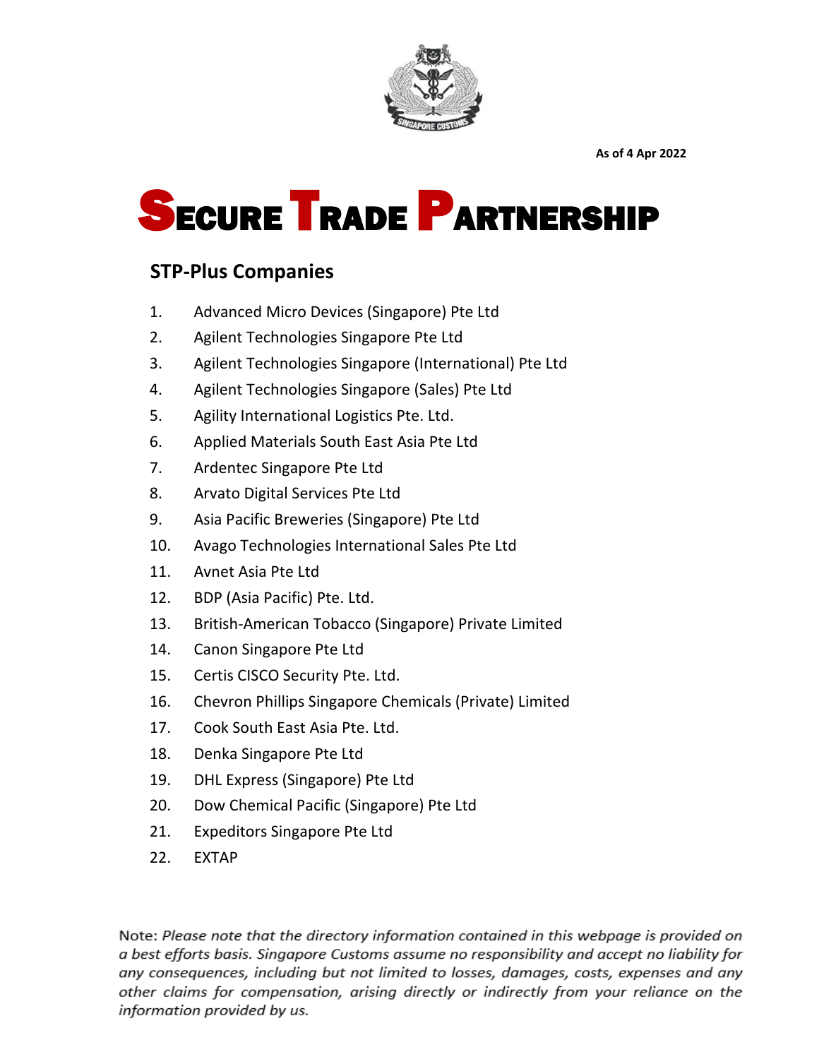As of 4 Apr 2022

# SECURE TRADE PARTNERSHIP

## STP-Plus Companies

1. Advanced Micro Devices (Singapore) Pte Ltd
2. Agilent Technologies Singapore Pte Ltd
3. Agilent Technologies Singapore (International) Pte Ltd
4. Agilent Technologies Singapore (Sales) Pte Ltd
5. Agility International Logistics Pte. Ltd.
6. Applied Materials South East Asia Pte Ltd
7. Ardentec Singapore Pte Ltd
8. Arvato Digital Services Pte Ltd
9. Asia Pacific Breweries (Singapore) Pte Ltd
10. Avago Technologies International Sales Pte Ltd
11. Avnet Asia Pte Ltd
12. BDP (Asia Pacific) Pte. Ltd.
13. British-American Tobacco (Singapore) Private Limited
14. Canon Singapore Pte Ltd
15. Certis CISCO Security Pte. Ltd.
16. Chevron Phillips Singapore Chemicals (Private) Limited
17. Cook South East Asia Pte. Ltd.
18. Denka Singapore Pte Ltd
19. DHL Express (Singapore) Pte Ltd
20. Dow Chemical Pacific (Singapore) Pte Ltd
21. Expeditors Singapore Pte Ltd
22. EXTAP

Note: *Please note that the directory information contained in this webpage is provided on a best efforts basis. Singapore Customs assume no responsibility and accept no liability for any consequences, including but not limited to losses, damages, costs, expenses and any other claims for compensation, arising directly or indirectly from your reliance on the information provided by us.*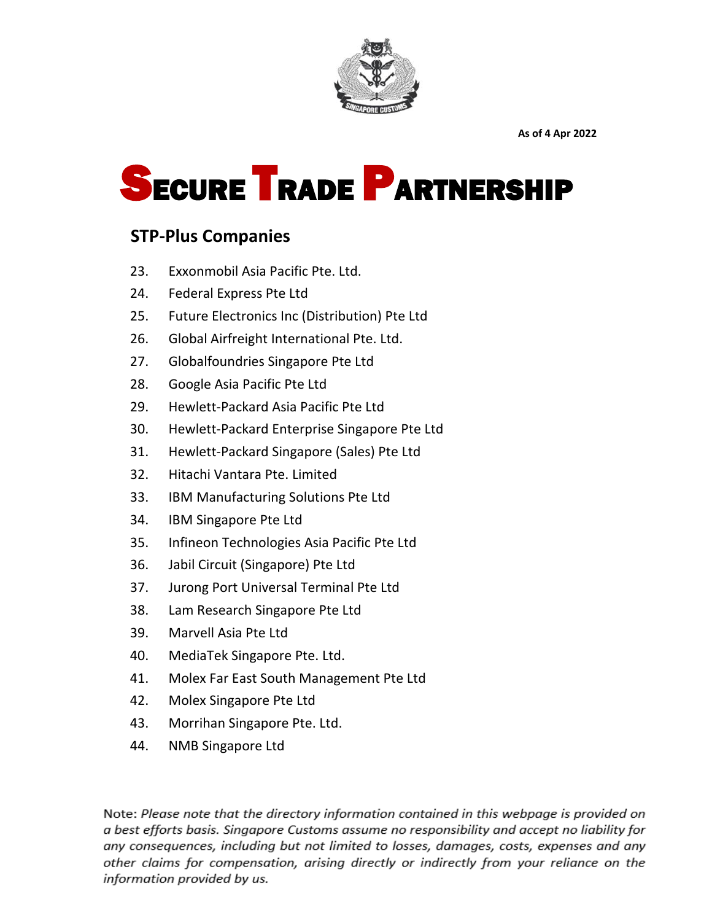As of 4 Apr 2022

# Secure Trade Partnership

## STP-Plus Companies

23. Exxonmobil Asia Pacific Pte. Ltd.
24. Federal Express Pte Ltd
25. Future Electronics Inc (Distribution) Pte Ltd
26. Global Airfreight International Pte. Ltd.
27. Globalfoundries Singapore Pte Ltd
28. Google Asia Pacific Pte Ltd
29. Hewlett-Packard Asia Pacific Pte Ltd
30. Hewlett-Packard Enterprise Singapore Pte Ltd
31. Hewlett-Packard Singapore (Sales) Pte Ltd
32. Hitachi Vantara Pte. Limited
33. IBM Manufacturing Solutions Pte Ltd
34. IBM Singapore Pte Ltd
35. Infineon Technologies Asia Pacific Pte Ltd
36. Jabil Circuit (Singapore) Pte Ltd
37. Jurong Port Universal Terminal Pte Ltd
38. Lam Research Singapore Pte Ltd
39. Marvell Asia Pte Ltd
40. MediaTek Singapore Pte. Ltd.
41. Molex Far East South Management Pte Ltd
42. Molex Singapore Pte Ltd
43. Morrihan Singapore Pte. Ltd.
44. NMB Singapore Ltd

Note: *Please note that the directory information contained in this webpage is provided on a best efforts basis. Singapore Customs assume no responsibility and accept no liability for any consequences, including but not limited to losses, damages, costs, expenses and any other claims for compensation, arising directly or indirectly from your reliance on the information provided by us.*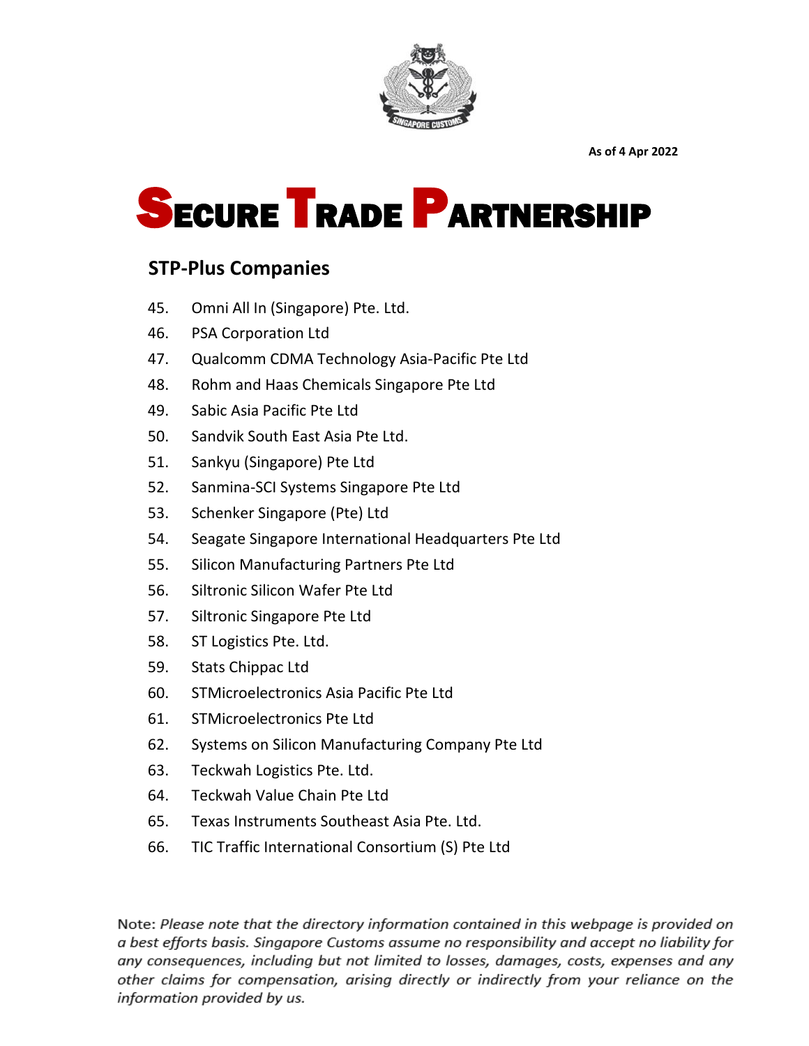As of 4 Apr 2022

# SECURE TRADE PARTNERSHIP

## STP-Plus Companies

45. Omni All In (Singapore) Pte. Ltd.
46. PSA Corporation Ltd
47. Qualcomm CDMA Technology Asia-Pacific Pte Ltd
48. Rohm and Haas Chemicals Singapore Pte Ltd
49. Sabic Asia Pacific Pte Ltd
50. Sandvik South East Asia Pte Ltd.
51. Sankyu (Singapore) Pte Ltd
52. Sanmina-SCI Systems Singapore Pte Ltd
53. Schenker Singapore (Pte) Ltd
54. Seagate Singapore International Headquarters Pte Ltd
55. Silicon Manufacturing Partners Pte Ltd
56. Siltronic Silicon Wafer Pte Ltd
57. Siltronic Singapore Pte Ltd
58. ST Logistics Pte. Ltd.
59. Stats Chippac Ltd
60. STMicroelectronics Asia Pacific Pte Ltd
61. STMicroelectronics Pte Ltd
62. Systems on Silicon Manufacturing Company Pte Ltd
63. Teckwah Logistics Pte. Ltd.
64. Teckwah Value Chain Pte Ltd
65. Texas Instruments Southeast Asia Pte. Ltd.
66. TIC Traffic International Consortium (S) Pte Ltd

Note: *Please note that the directory information contained in this webpage is provided on a best efforts basis. Singapore Customs assume no responsibility and accept no liability for any consequences, including but not limited to losses, damages, costs, expenses and any other claims for compensation, arising directly or indirectly from your reliance on the information provided by us.*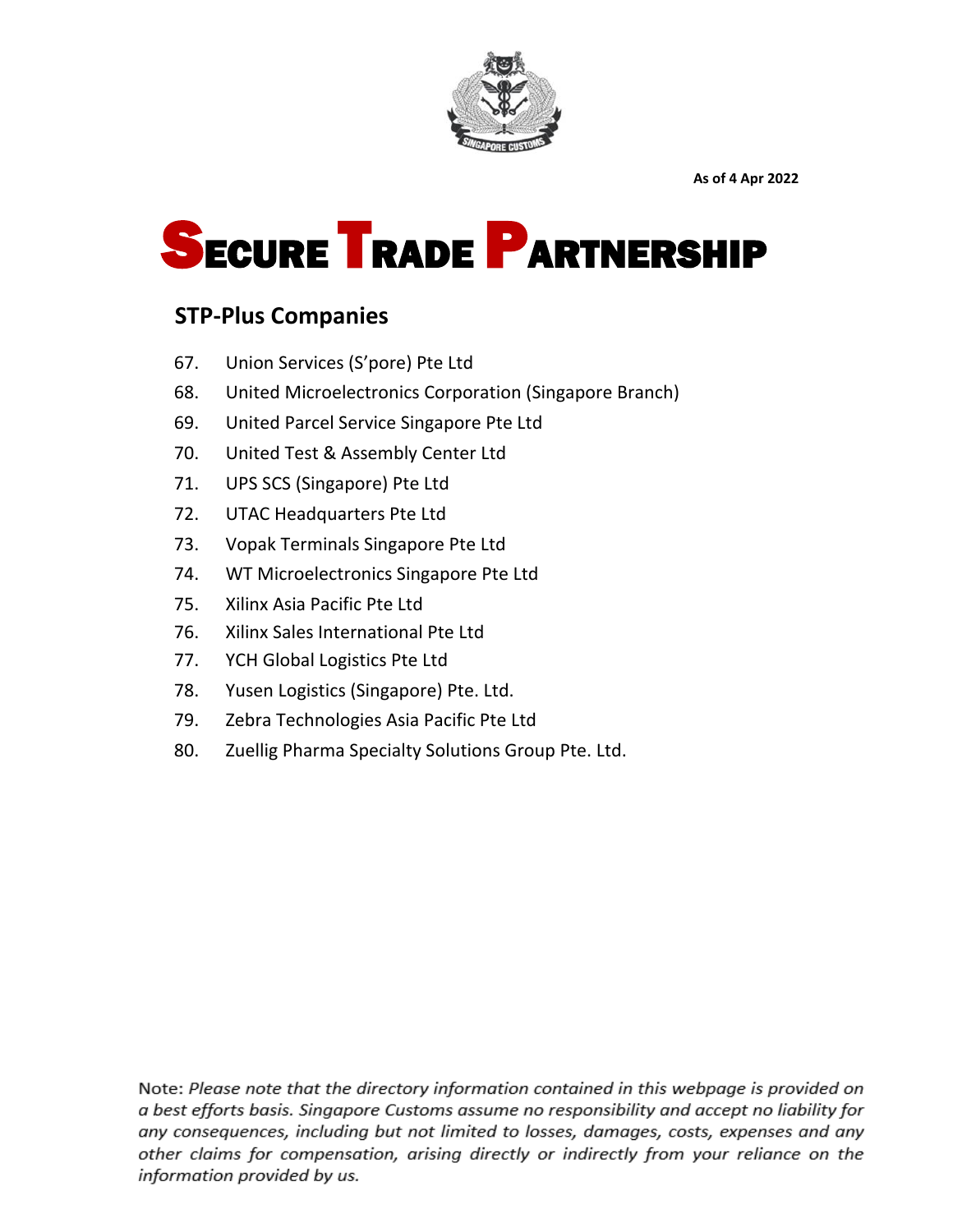As of 4 Apr 2022

# SECURE TRADE PARTNERSHIP

## STP-Plus Companies

67. Union Services (S'pore) Pte Ltd
68. United Microelectronics Corporation (Singapore Branch)
69. United Parcel Service Singapore Pte Ltd
70. United Test & Assembly Center Ltd
71. UPS SCS (Singapore) Pte Ltd
72. UTAC Headquarters Pte Ltd
73. Vopak Terminals Singapore Pte Ltd
74. WT Microelectronics Singapore Pte Ltd
75. Xilinx Asia Pacific Pte Ltd
76. Xilinx Sales International Pte Ltd
77. YCH Global Logistics Pte Ltd
78. Yusen Logistics (Singapore) Pte. Ltd.
79. Zebra Technologies Asia Pacific Pte Ltd
80. Zuellig Pharma Specialty Solutions Group Pte. Ltd.

Note: *Please note that the directory information contained in this webpage is provided on a best efforts basis. Singapore Customs assume no responsibility and accept no liability for any consequences, including but not limited to losses, damages, costs, expenses and any other claims for compensation, arising directly or indirectly from your reliance on the information provided by us.*